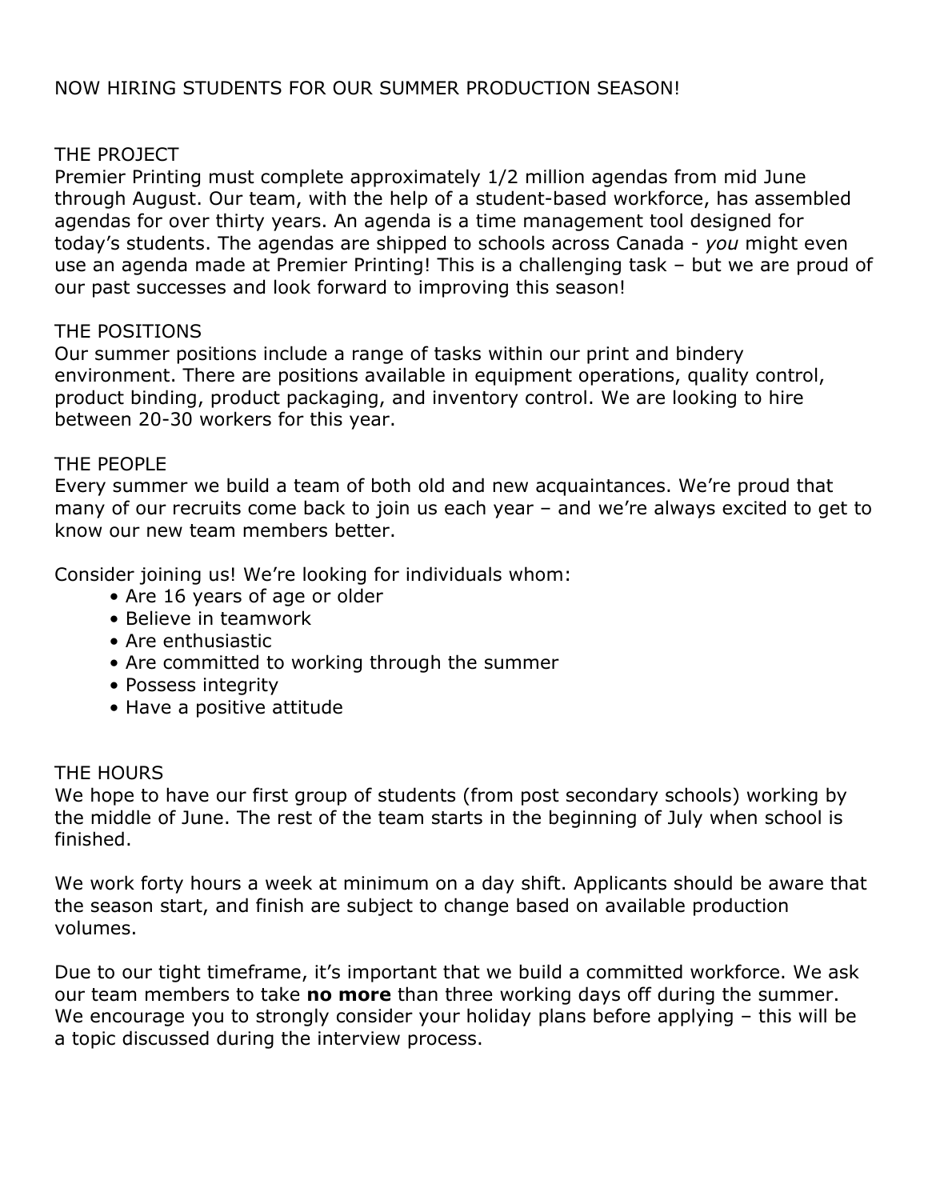# NOW HIRING STUDENTS FOR OUR SUMMER PRODUCTION SEASON!

## THE PROJECT

Premier Printing must complete approximately 1/2 million agendas from mid June through August. Our team, with the help of a student-based workforce, has assembled agendas for over thirty years. An agenda is a time management tool designed for today's students. The agendas are shipped to schools across Canada - *you* might even use an agenda made at Premier Printing! This is a challenging task – but we are proud of our past successes and look forward to improving this season!

## THE POSITIONS

Our summer positions include a range of tasks within our print and bindery environment. There are positions available in equipment operations, quality control, product binding, product packaging, and inventory control. We are looking to hire between 20-30 workers for this year.

## THE PEOPLE

Every summer we build a team of both old and new acquaintances. We're proud that many of our recruits come back to join us each year – and we're always excited to get to know our new team members better.

Consider joining us! We're looking for individuals whom:

- Are 16 years of age or older
- Believe in teamwork
- Are enthusiastic
- Are committed to working through the summer
- Possess integrity
- Have a positive attitude

## THE HOURS

We hope to have our first group of students (from post secondary schools) working by the middle of June. The rest of the team starts in the beginning of July when school is finished.

We work forty hours a week at minimum on a day shift. Applicants should be aware that the season start, and finish are subject to change based on available production volumes.

Due to our tight timeframe, it's important that we build a committed workforce. We ask our team members to take **no more** than three working days off during the summer. We encourage you to strongly consider your holiday plans before applying – this will be a topic discussed during the interview process.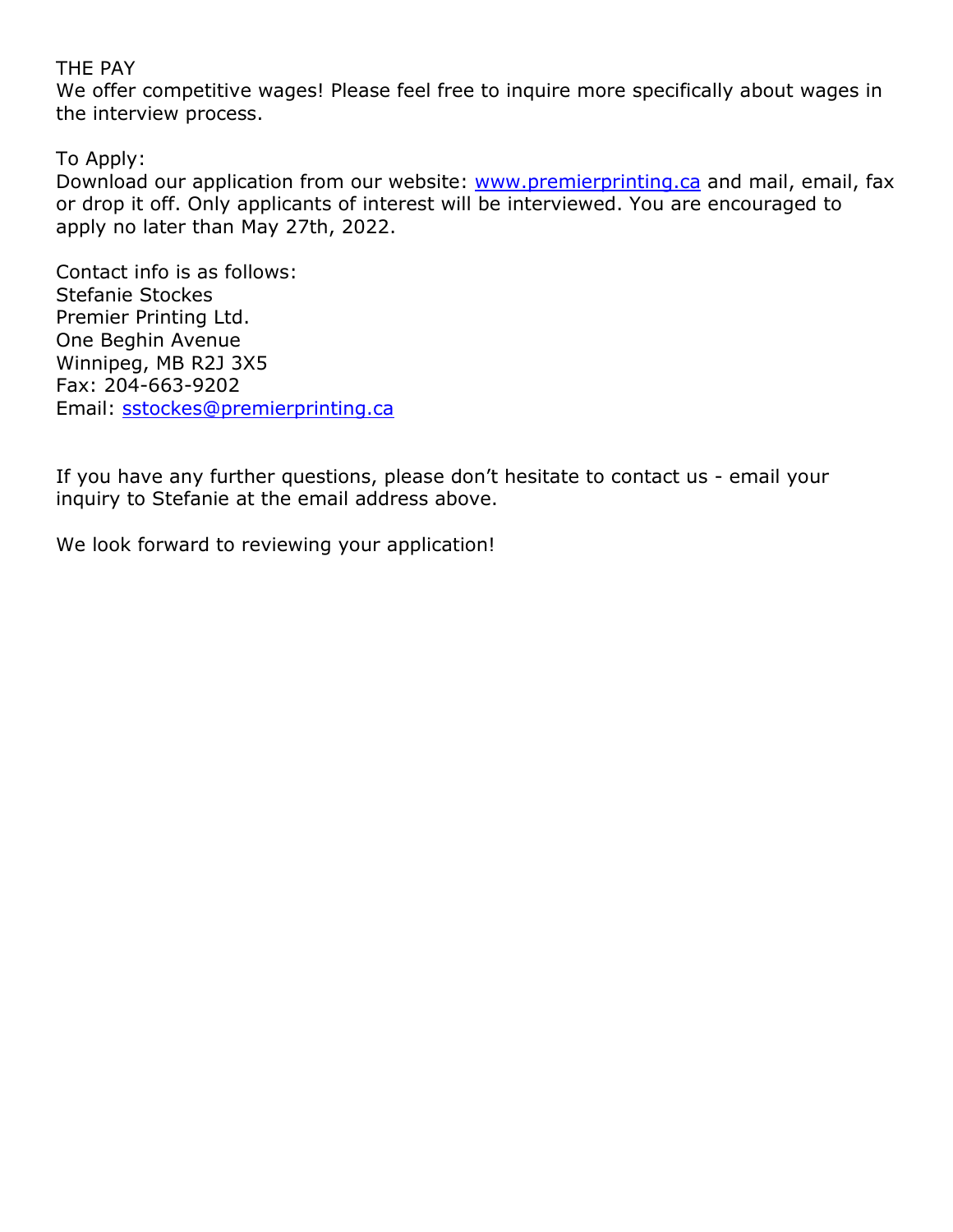THE PAY

We offer competitive wages! Please feel free to inquire more specifically about wages in the interview process.

To Apply:

Download our application from our website: [www.premierprinting.ca](http://www.premierprinting.ca) and mail, email, fax or drop it off. Only applicants of interest will be interviewed. You are encouraged to apply no later than May 27th, 2022.

Contact info is as follows:
Stefanie Stockes
Premier Printing Ltd.
One Beghin Avenue
Winnipeg, MB R2J 3X5
Fax: 204-663-9202
Email: [sstockes@premierprinting.ca](mailto:sstockes@premierprinting.ca)

If you have any further questions, please don't hesitate to contact us - email your inquiry to Stefanie at the email address above.

We look forward to reviewing your application!